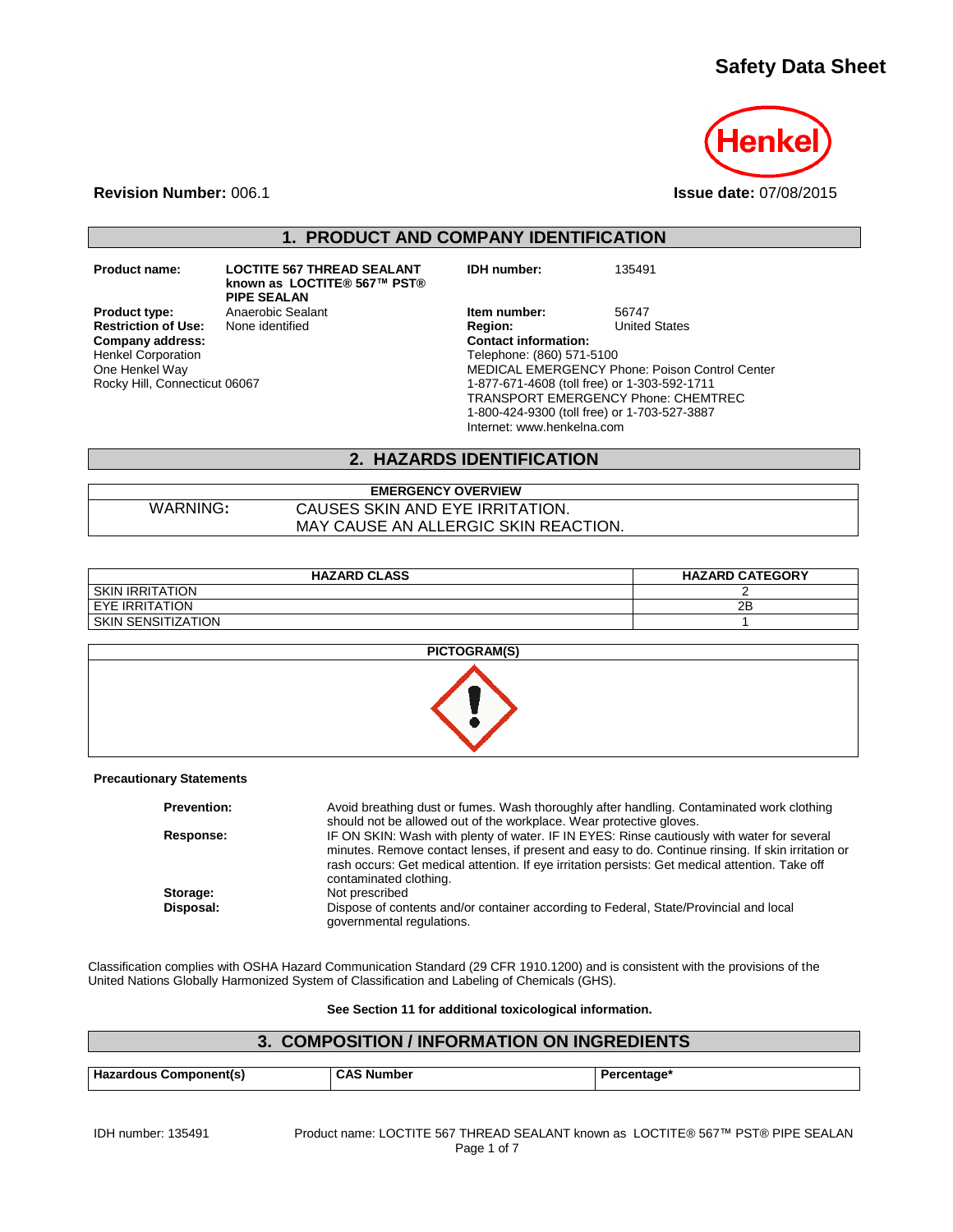# Safety Data Sheet

**Revision Number:** 006.1

**Issue date:** 07/08/2015

## 1. PRODUCT AND COMPANY IDENTIFICATION

**Product name:** LOCTITE 567 THREAD SEALANT known as LOCTITE® 567™ PST® PIPE SEALAN

**Product type:** Anaerobic Sealant

**Restriction of Use:** None identified

**Company address:**
Henkel Corporation
One Henkel Way
Rocky Hill, Connecticut 06067

**IDH number:** 135491

**Item number:** 56747

**Region:** United States

**Contact information:**
Telephone: (860) 571-5100
MEDICAL EMERGENCY Phone: Poison Control Center
1-877-671-4608 (toll free) or 1-303-592-1711
TRANSPORT EMERGENCY Phone: CHEMTREC
1-800-424-9300 (toll free) or 1-703-527-3887
Internet: www.henkelna.com

## 2. HAZARDS IDENTIFICATION

| EMERGENCY OVERVIEW | |
|---|---|
| WARNING: | CAUSES SKIN AND EYE IRRITATION.<br>MAY CAUSE AN ALLERGIC SKIN REACTION. |

| HAZARD CLASS | HAZARD CATEGORY |
|---|---|
| SKIN IRRITATION | 2 |
| EYE IRRITATION | 2B |
| SKIN SENSITIZATION | 1 |

**PICTOGRAM(S)**

**Precautionary Statements**

**Prevention:** Avoid breathing dust or fumes. Wash thoroughly after handling. Contaminated work clothing should not be allowed out of the workplace. Wear protective gloves.

**Response:** IF ON SKIN: Wash with plenty of water. IF IN EYES: Rinse cautiously with water for several minutes. Remove contact lenses, if present and easy to do. Continue rinsing. If skin irritation or rash occurs: Get medical attention. If eye irritation persists: Get medical attention. Take off contaminated clothing.

**Storage:** Not prescribed

**Disposal:** Dispose of contents and/or container according to Federal, State/Provincial and local governmental regulations.

Classification complies with OSHA Hazard Communication Standard (29 CFR 1910.1200) and is consistent with the provisions of the United Nations Globally Harmonized System of Classification and Labeling of Chemicals (GHS).

**See Section 11 for additional toxicological information.**

## 3. COMPOSITION / INFORMATION ON INGREDIENTS

| Hazardous Component(s) | CAS Number | Percentage* |
|---|---|---|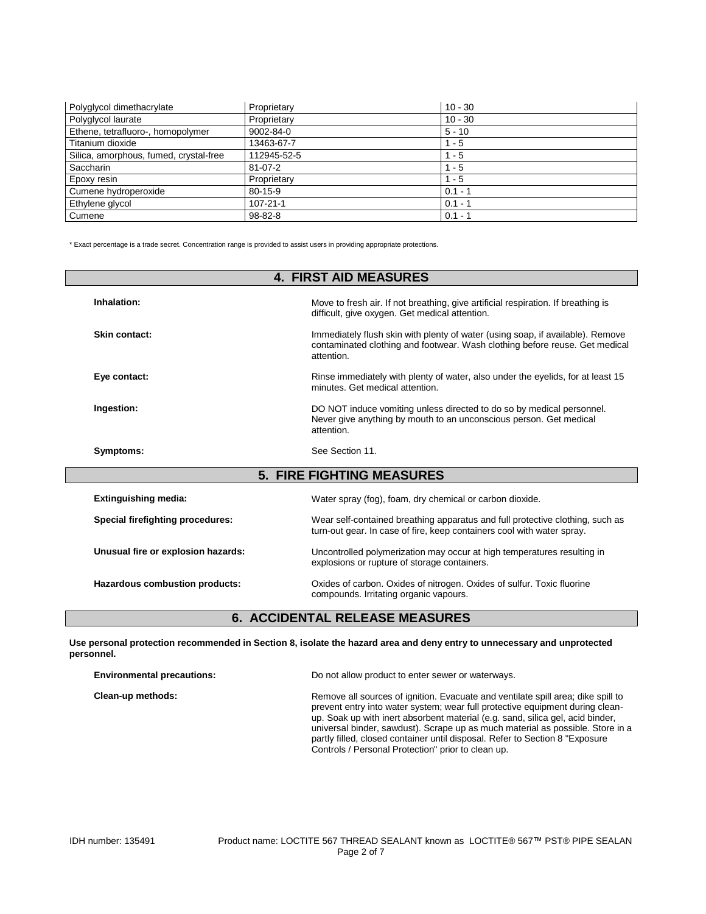| | | |
|---|---|---|
| Polyglycol dimethacrylate | Proprietary | 10 - 30 |
| Polyglycol laurate | Proprietary | 10 - 30 |
| Ethene, tetrafluoro-, homopolymer | 9002-84-0 | 5 - 10 |
| Titanium dioxide | 13463-67-7 | 1 - 5 |
| Silica, amorphous, fumed, crystal-free | 112945-52-5 | 1 - 5 |
| Saccharin | 81-07-2 | 1 - 5 |
| Epoxy resin | Proprietary | 1 - 5 |
| Cumene hydroperoxide | 80-15-9 | 0.1 - 1 |
| Ethylene glycol | 107-21-1 | 0.1 - 1 |
| Cumene | 98-82-8 | 0.1 - 1 |

* Exact percentage is a trade secret. Concentration range is provided to assist users in providing appropriate protections.

## 4. FIRST AID MEASURES

**Inhalation:** Move to fresh air. If not breathing, give artificial respiration. If breathing is difficult, give oxygen. Get medical attention.

**Skin contact:** Immediately flush skin with plenty of water (using soap, if available). Remove contaminated clothing and footwear. Wash clothing before reuse. Get medical attention.

**Eye contact:** Rinse immediately with plenty of water, also under the eyelids, for at least 15 minutes. Get medical attention.

**Ingestion:** DO NOT induce vomiting unless directed to do so by medical personnel. Never give anything by mouth to an unconscious person. Get medical attention.

**Symptoms:** See Section 11.

## 5. FIRE FIGHTING MEASURES

**Extinguishing media:** Water spray (fog), foam, dry chemical or carbon dioxide.

**Special firefighting procedures:** Wear self-contained breathing apparatus and full protective clothing, such as turn-out gear. In case of fire, keep containers cool with water spray.

**Unusual fire or explosion hazards:** Uncontrolled polymerization may occur at high temperatures resulting in explosions or rupture of storage containers.

**Hazardous combustion products:** Oxides of carbon. Oxides of nitrogen. Oxides of sulfur. Toxic fluorine compounds. Irritating organic vapours.

## 6. ACCIDENTAL RELEASE MEASURES

**Use personal protection recommended in Section 8, isolate the hazard area and deny entry to unnecessary and unprotected personnel.**

**Environmental precautions:** Do not allow product to enter sewer or waterways.

**Clean-up methods:** Remove all sources of ignition. Evacuate and ventilate spill area; dike spill to prevent entry into water system; wear full protective equipment during clean-up. Soak up with inert absorbent material (e.g. sand, silica gel, acid binder, universal binder, sawdust). Scrape up as much material as possible. Store in a partly filled, closed container until disposal. Refer to Section 8 "Exposure Controls / Personal Protection" prior to clean up.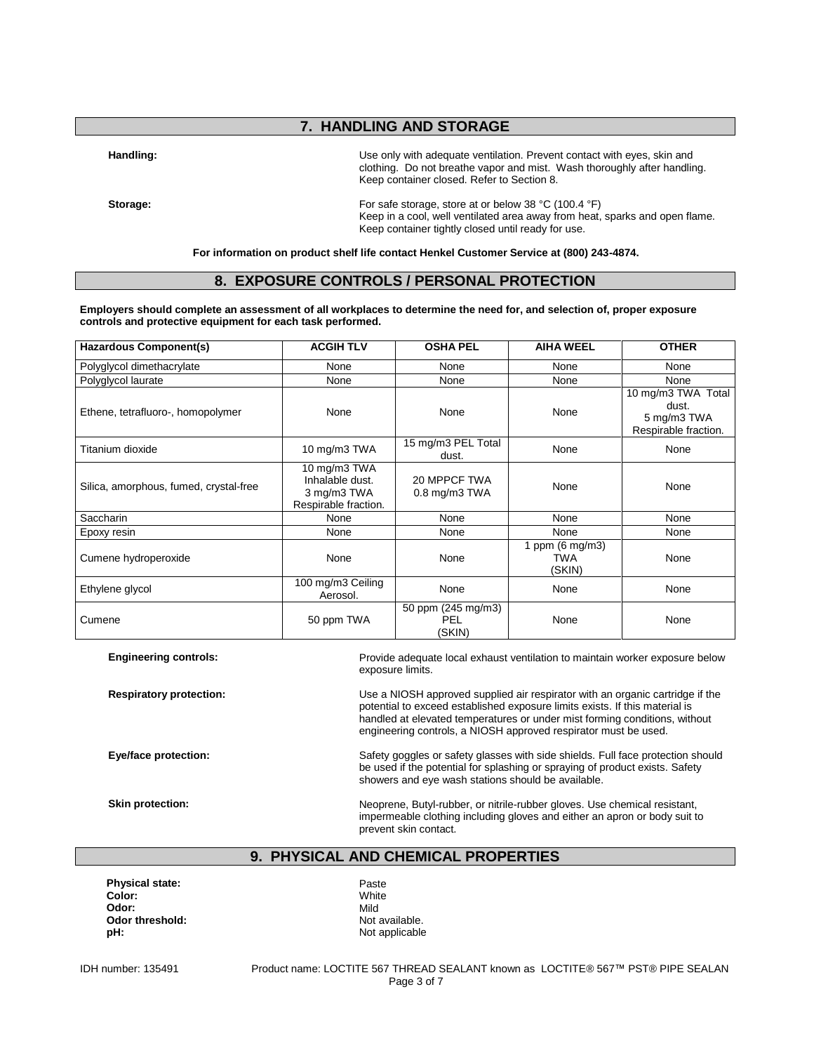## 7. HANDLING AND STORAGE

**Handling:** Use only with adequate ventilation. Prevent contact with eyes, skin and clothing. Do not breathe vapor and mist. Wash thoroughly after handling. Keep container closed. Refer to Section 8.

**Storage:** For safe storage, store at or below 38 °C (100.4 °F)
Keep in a cool, well ventilated area away from heat, sparks and open flame.
Keep container tightly closed until ready for use.

**For information on product shelf life contact Henkel Customer Service at (800) 243-4874.**

## 8. EXPOSURE CONTROLS / PERSONAL PROTECTION

**Employers should complete an assessment of all workplaces to determine the need for, and selection of, proper exposure controls and protective equipment for each task performed.**

| Hazardous Component(s) | ACGIH TLV | OSHA PEL | AIHA WEEL | OTHER |
|---|---|---|---|---|
| Polyglycol dimethacrylate | None | None | None | None |
| Polyglycol laurate | None | None | None | None |
| Ethene, tetrafluoro-, homopolymer | None | None | None | 10 mg/m3 TWA Total dust. 5 mg/m3 TWA Respirable fraction. |
| Titanium dioxide | 10 mg/m3 TWA | 15 mg/m3 PEL Total dust. | None | None |
| Silica, amorphous, fumed, crystal-free | 10 mg/m3 TWA Inhalable dust. 3 mg/m3 TWA Respirable fraction. | 20 MPPCF TWA 0.8 mg/m3 TWA | None | None |
| Saccharin | None | None | None | None |
| Epoxy resin | None | None | None | None |
| Cumene hydroperoxide | None | None | 1 ppm (6 mg/m3) TWA (SKIN) | None |
| Ethylene glycol | 100 mg/m3 Ceiling Aerosol. | None | None | None |
| Cumene | 50 ppm TWA | 50 ppm (245 mg/m3) PEL (SKIN) | None | None |

**Engineering controls:** Provide adequate local exhaust ventilation to maintain worker exposure below exposure limits.

**Respiratory protection:** Use a NIOSH approved supplied air respirator with an organic cartridge if the potential to exceed established exposure limits exists. If this material is handled at elevated temperatures or under mist forming conditions, without engineering controls, a NIOSH approved respirator must be used.

**Eye/face protection:** Safety goggles or safety glasses with side shields. Full face protection should be used if the potential for splashing or spraying of product exists. Safety showers and eye wash stations should be available.

**Skin protection:** Neoprene, Butyl-rubber, or nitrile-rubber gloves. Use chemical resistant, impermeable clothing including gloves and either an apron or body suit to prevent skin contact.

## 9. PHYSICAL AND CHEMICAL PROPERTIES

**Physical state:** Paste
**Color:** White
**Odor:** Mild
**Odor threshold:** Not available.
**pH:** Not applicable

IDH number: 135491 Product name: LOCTITE 567 THREAD SEALANT known as LOCTITE® 567™ PST® PIPE SEALAN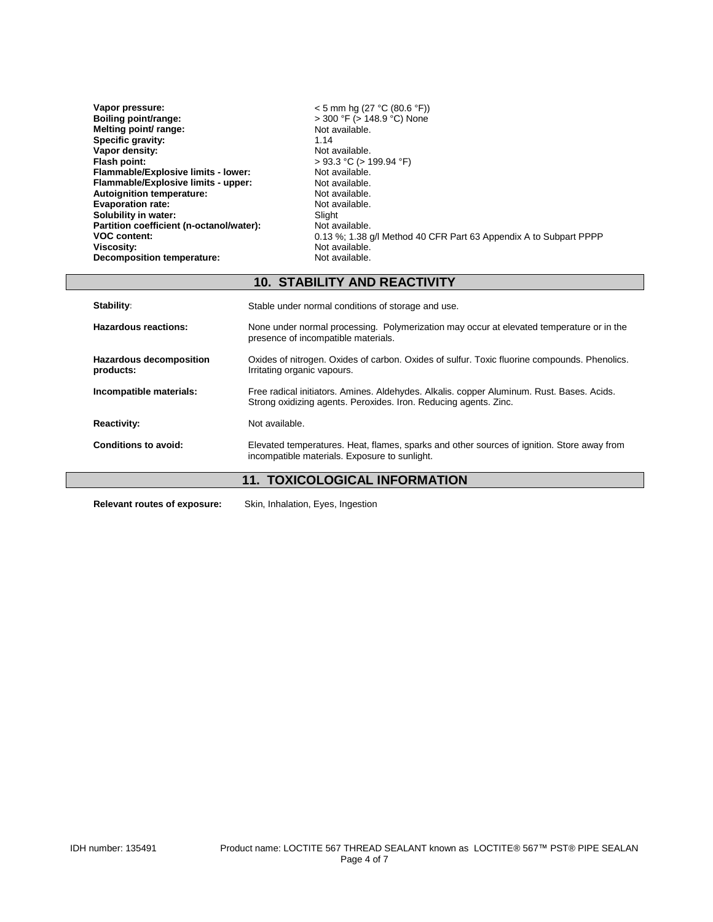| | |
|---|---|
| **Vapor pressure:** | < 5 mm hg (27 °C (80.6 °F)) |
| **Boiling point/range:** | > 300 °F (> 148.9 °C) None |
| **Melting point/ range:** | Not available. |
| **Specific gravity:** | 1.14 |
| **Vapor density:** | Not available. |
| **Flash point:** | > 93.3 °C (> 199.94 °F) |
| **Flammable/Explosive limits - lower:** | Not available. |
| **Flammable/Explosive limits - upper:** | Not available. |
| **Autoignition temperature:** | Not available. |
| **Evaporation rate:** | Not available. |
| **Solubility in water:** | Slight |
| **Partition coefficient (n-octanol/water):** | Not available. |
| **VOC content:** | 0.13 %; 1.38 g/l Method 40 CFR Part 63 Appendix A to Subpart PPPP |
| **Viscosity:** | Not available. |
| **Decomposition temperature:** | Not available. |

## 10. STABILITY AND REACTIVITY

| | |
|---|---|
| **Stability:** | Stable under normal conditions of storage and use. |
| **Hazardous reactions:** | None under normal processing. Polymerization may occur at elevated temperature or in the presence of incompatible materials. |
| **Hazardous decomposition products:** | Oxides of nitrogen. Oxides of carbon. Oxides of sulfur. Toxic fluorine compounds. Phenolics. Irritating organic vapours. |
| **Incompatible materials:** | Free radical initiators. Amines. Aldehydes. Alkalis. copper Aluminum. Rust. Bases. Acids. Strong oxidizing agents. Peroxides. Iron. Reducing agents. Zinc. |
| **Reactivity:** | Not available. |
| **Conditions to avoid:** | Elevated temperatures. Heat, flames, sparks and other sources of ignition. Store away from incompatible materials. Exposure to sunlight. |

## 11. TOXICOLOGICAL INFORMATION

**Relevant routes of exposure:** Skin, Inhalation, Eyes, Ingestion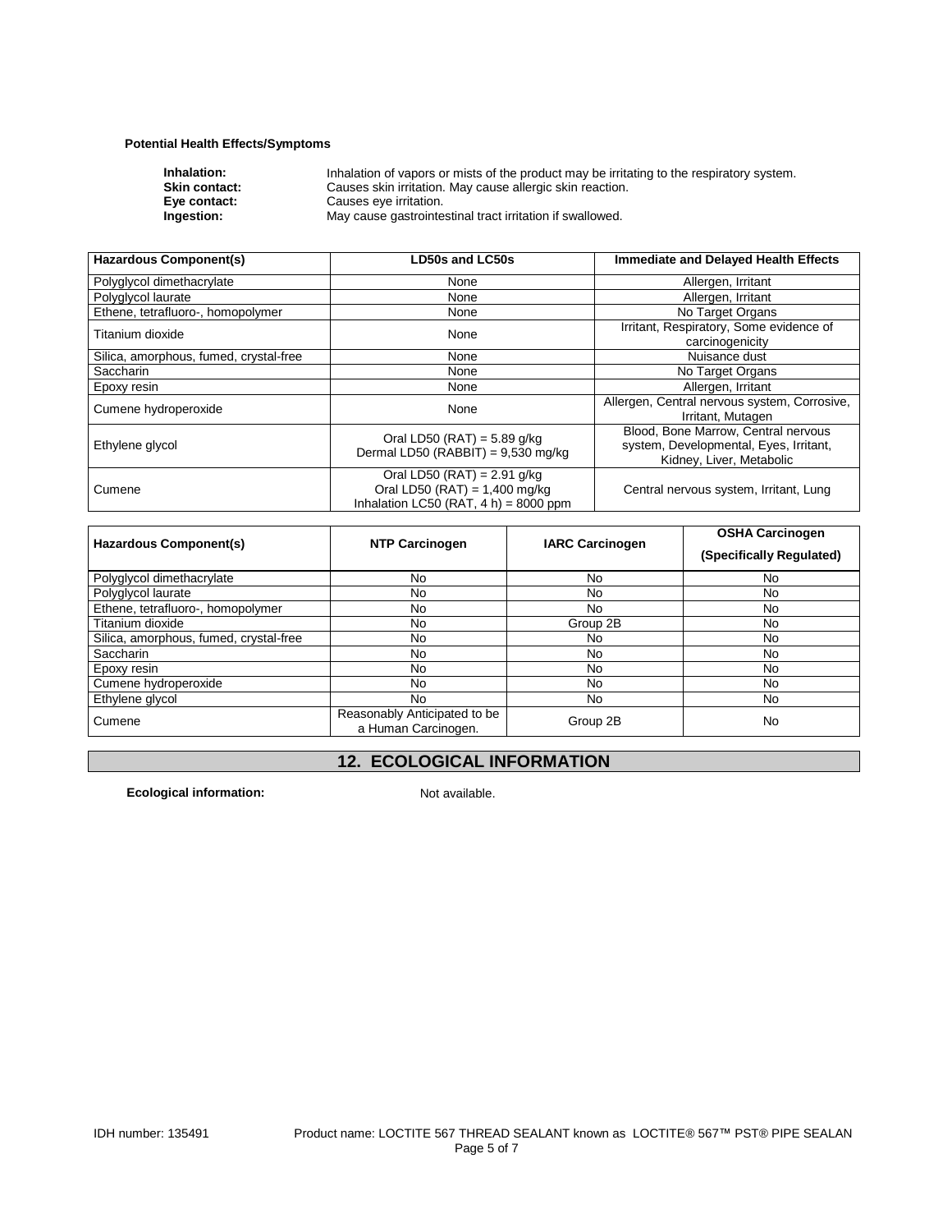**Potential Health Effects/Symptoms**

**Inhalation:** Inhalation of vapors or mists of the product may be irritating to the respiratory system.
**Skin contact:** Causes skin irritation. May cause allergic skin reaction.
**Eye contact:** Causes eye irritation.
**Ingestion:** May cause gastrointestinal tract irritation if swallowed.

| Hazardous Component(s) | LD50s and LC50s | Immediate and Delayed Health Effects |
|---|---|---|
| Polyglycol dimethacrylate | None | Allergen, Irritant |
| Polyglycol laurate | None | Allergen, Irritant |
| Ethene, tetrafluoro-, homopolymer | None | No Target Organs |
| Titanium dioxide | None | Irritant, Respiratory, Some evidence of carcinogenicity |
| Silica, amorphous, fumed, crystal-free | None | Nuisance dust |
| Saccharin | None | No Target Organs |
| Epoxy resin | None | Allergen, Irritant |
| Cumene hydroperoxide | None | Allergen, Central nervous system, Corrosive, Irritant, Mutagen |
| Ethylene glycol | Oral LD50 (RAT) = 5.89 g/kg<br>Dermal LD50 (RABBIT) = 9,530 mg/kg | Blood, Bone Marrow, Central nervous system, Developmental, Eyes, Irritant, Kidney, Liver, Metabolic |
| Cumene | Oral LD50 (RAT) = 2.91 g/kg<br>Oral LD50 (RAT) = 1,400 mg/kg<br>Inhalation LC50 (RAT, 4 h) = 8000 ppm | Central nervous system, Irritant, Lung |

| Hazardous Component(s) | NTP Carcinogen | IARC Carcinogen | OSHA Carcinogen (Specifically Regulated) |
|---|---|---|---|
| Polyglycol dimethacrylate | No | No | No |
| Polyglycol laurate | No | No | No |
| Ethene, tetrafluoro-, homopolymer | No | No | No |
| Titanium dioxide | No | Group 2B | No |
| Silica, amorphous, fumed, crystal-free | No | No | No |
| Saccharin | No | No | No |
| Epoxy resin | No | No | No |
| Cumene hydroperoxide | No | No | No |
| Ethylene glycol | No | No | No |
| Cumene | Reasonably Anticipated to be a Human Carcinogen. | Group 2B | No |

## 12. ECOLOGICAL INFORMATION

**Ecological information:** Not available.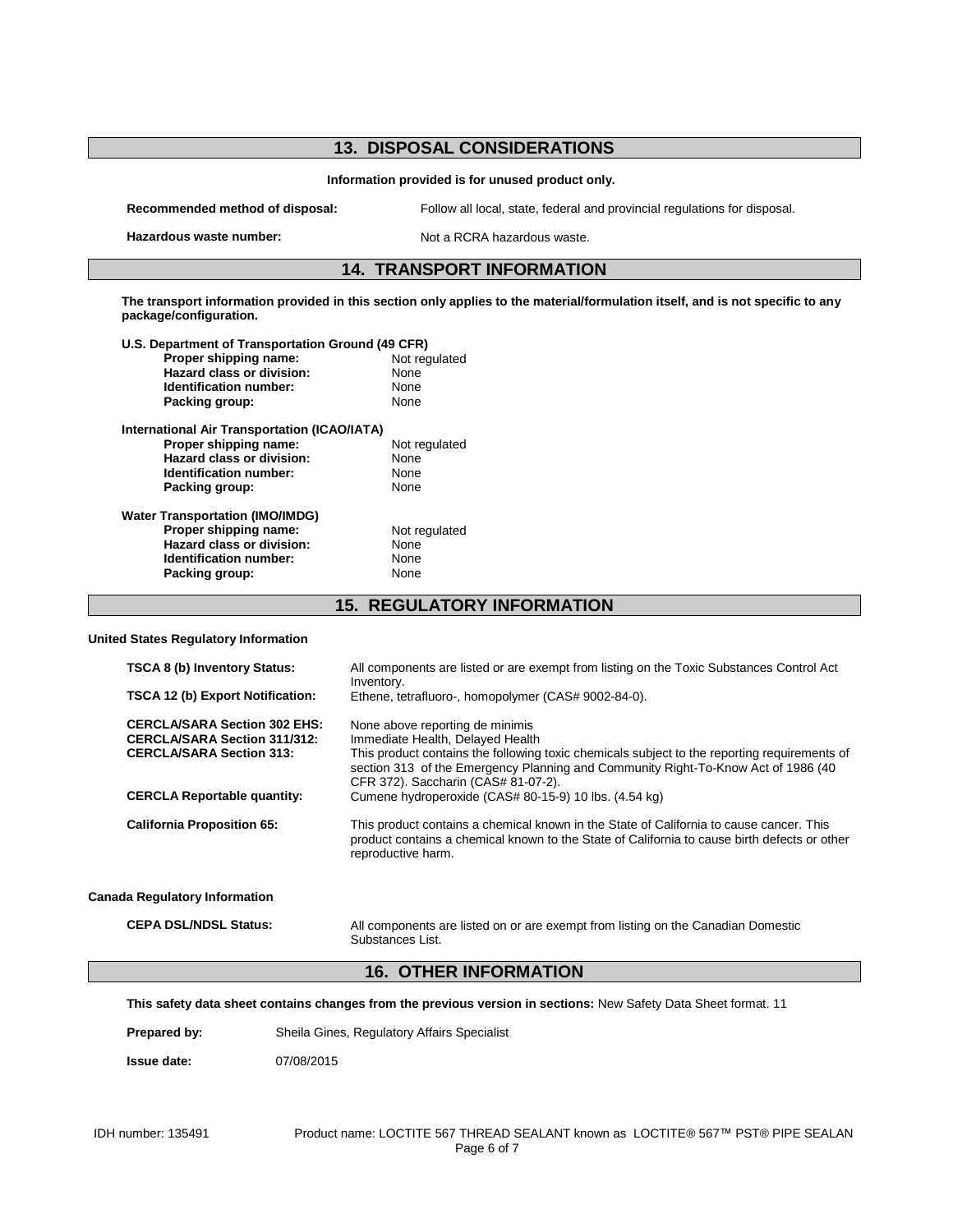## 13. DISPOSAL CONSIDERATIONS

**Information provided is for unused product only.**

| | |
|---|---|
| **Recommended method of disposal:** | Follow all local, state, federal and provincial regulations for disposal. |
| **Hazardous waste number:** | Not a RCRA hazardous waste. |

## 14. TRANSPORT INFORMATION

**The transport information provided in this section only applies to the material/formulation itself, and is not specific to any package/configuration.**

**U.S. Department of Transportation Ground (49 CFR)**

| | |
|---|---|
| **Proper shipping name:** | Not regulated |
| **Hazard class or division:** | None |
| **Identification number:** | None |
| **Packing group:** | None |

**International Air Transportation (ICAO/IATA)**

| | |
|---|---|
| **Proper shipping name:** | Not regulated |
| **Hazard class or division:** | None |
| **Identification number:** | None |
| **Packing group:** | None |

**Water Transportation (IMO/IMDG)**

| | |
|---|---|
| **Proper shipping name:** | Not regulated |
| **Hazard class or division:** | None |
| **Identification number:** | None |
| **Packing group:** | None |

## 15. REGULATORY INFORMATION

**United States Regulatory Information**

| | |
|---|---|
| **TSCA 8 (b) Inventory Status:** | All components are listed or are exempt from listing on the Toxic Substances Control Act Inventory. |
| **TSCA 12 (b) Export Notification:** | Ethene, tetrafluoro-, homopolymer (CAS# 9002-84-0). |
| **CERCLA/SARA Section 302 EHS:** | None above reporting de minimis |
| **CERCLA/SARA Section 311/312:** | Immediate Health, Delayed Health |
| **CERCLA/SARA Section 313:** | This product contains the following toxic chemicals subject to the reporting requirements of section 313 of the Emergency Planning and Community Right-To-Know Act of 1986 (40 CFR 372). Saccharin (CAS# 81-07-2). |
| **CERCLA Reportable quantity:** | Cumene hydroperoxide (CAS# 80-15-9) 10 lbs. (4.54 kg) |
| **California Proposition 65:** | This product contains a chemical known in the State of California to cause cancer. This product contains a chemical known to the State of California to cause birth defects or other reproductive harm. |

**Canada Regulatory Information**

| | |
|---|---|
| **CEPA DSL/NDSL Status:** | All components are listed on or are exempt from listing on the Canadian Domestic Substances List. |

## 16. OTHER INFORMATION

**This safety data sheet contains changes from the previous version in sections:** New Safety Data Sheet format. 11

**Prepared by:** Sheila Gines, Regulatory Affairs Specialist

**Issue date:** 07/08/2015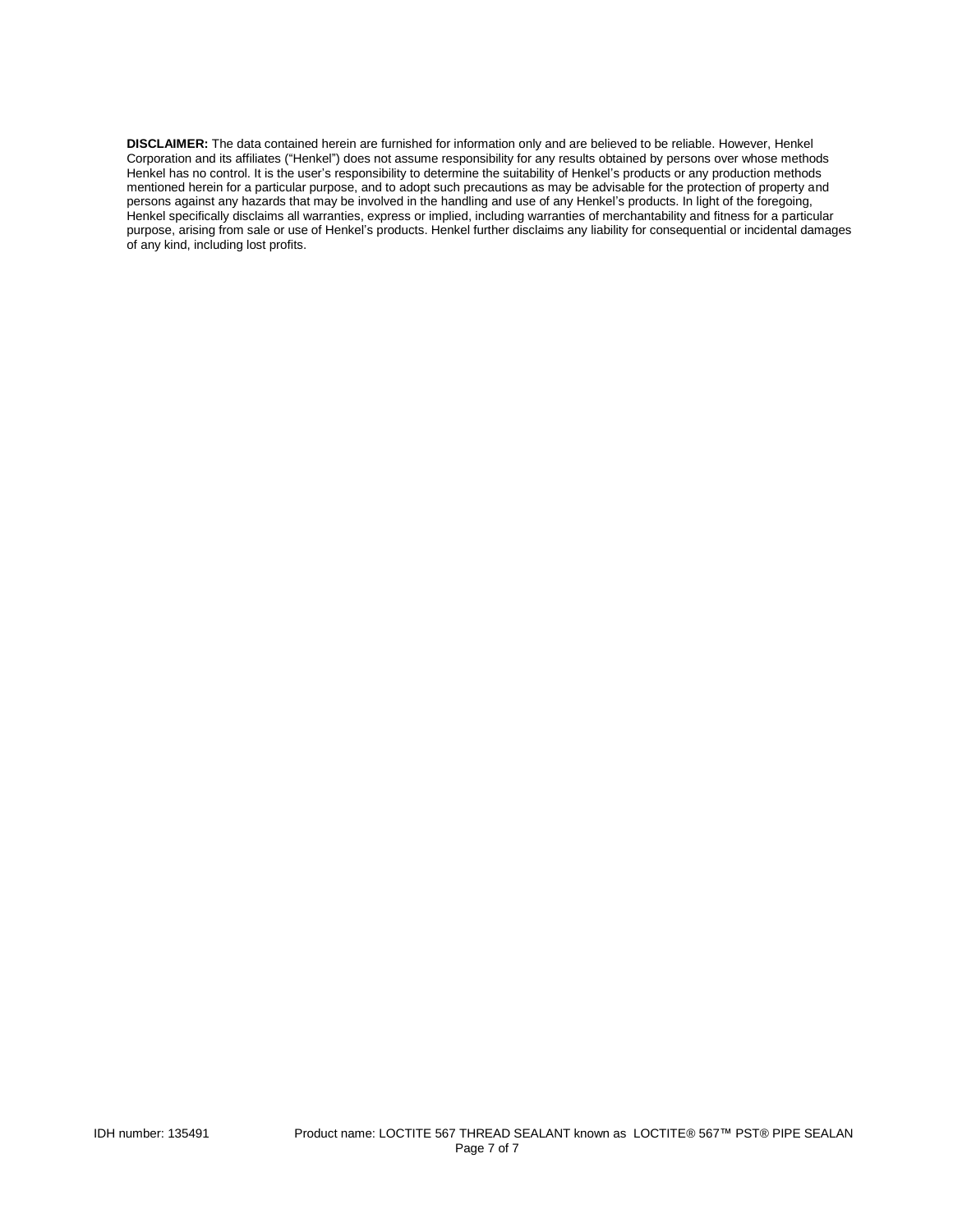**DISCLAIMER:** The data contained herein are furnished for information only and are believed to be reliable. However, Henkel Corporation and its affiliates ("Henkel") does not assume responsibility for any results obtained by persons over whose methods Henkel has no control. It is the user's responsibility to determine the suitability of Henkel's products or any production methods mentioned herein for a particular purpose, and to adopt such precautions as may be advisable for the protection of property and persons against any hazards that may be involved in the handling and use of any Henkel's products. In light of the foregoing, Henkel specifically disclaims all warranties, express or implied, including warranties of merchantability and fitness for a particular purpose, arising from sale or use of Henkel's products. Henkel further disclaims any liability for consequential or incidental damages of any kind, including lost profits.